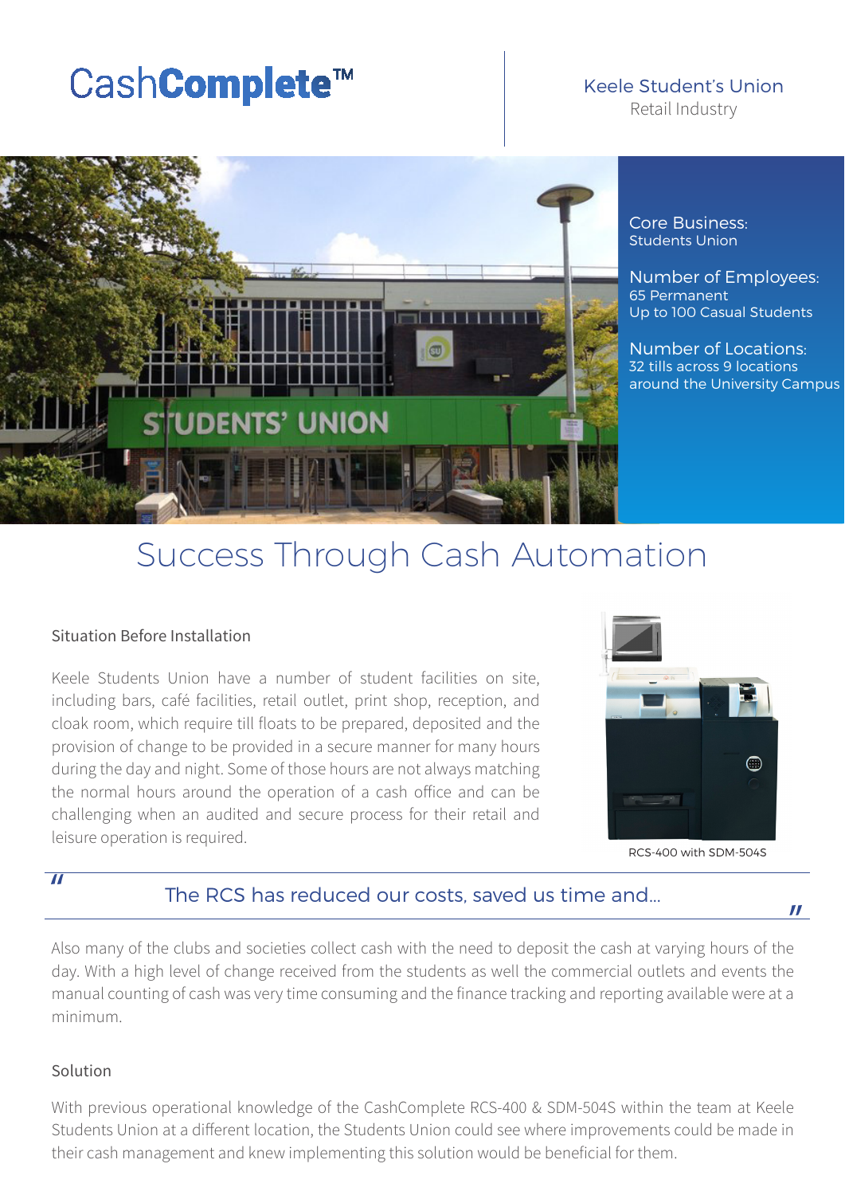CashComplete™

Keele Student's Union
Retail Industry

Core Business:
Students Union

Number of Employees:
65 Permanent
Up to 100 Casual Students

Number of Locations:
32 tills across 9 locations around the University Campus

# Success Through Cash Automation

## Situation Before Installation

Keele Students Union have a number of student facilities on site, including bars, café facilities, retail outlet, print shop, reception, and cloak room, which require till floats to be prepared, deposited and the provision of change to be provided in a secure manner for many hours during the day and night. Some of those hours are not always matching the normal hours around the operation of a cash office and can be challenging when an audited and secure process for their retail and leisure operation is required.

RCS-400 with SDM-504S

> "The RCS has reduced our costs, saved us time and..."

Also many of the clubs and societies collect cash with the need to deposit the cash at varying hours of the day. With a high level of change received from the students as well the commercial outlets and events the manual counting of cash was very time consuming and the finance tracking and reporting available were at a minimum.

## Solution

With previous operational knowledge of the CashComplete RCS-400 & SDM-504S within the team at Keele Students Union at a different location, the Students Union could see where improvements could be made in their cash management and knew implementing this solution would be beneficial for them.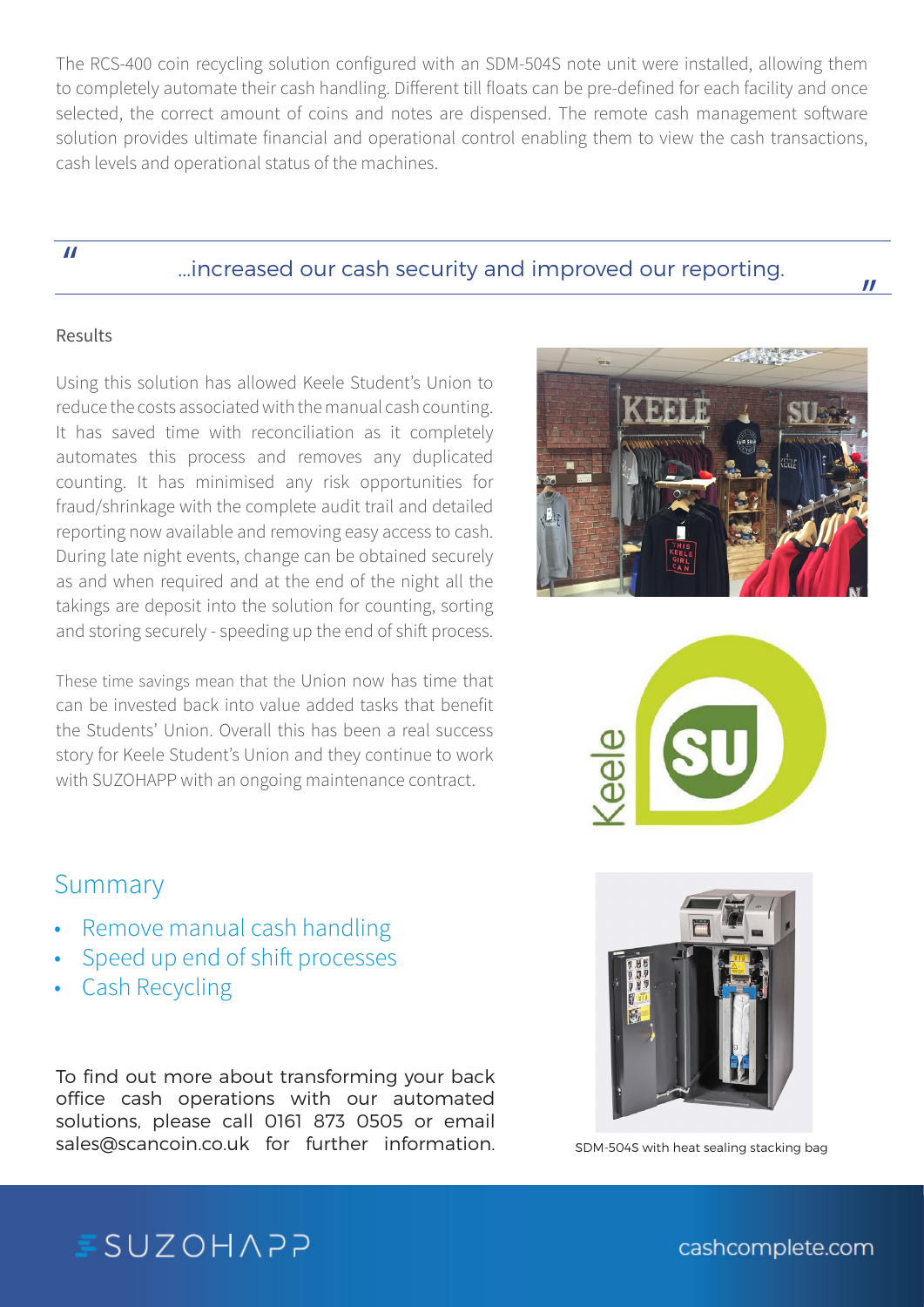The RCS-400 coin recycling solution configured with an SDM-504S note unit were installed, allowing them to completely automate their cash handling. Different till floats can be pre-defined for each facility and once selected, the correct amount of coins and notes are dispensed. The remote cash management software solution provides ultimate financial and operational control enabling them to view the cash transactions, cash levels and operational status of the machines.

> "...increased our cash security and improved our reporting."

Results

Using this solution has allowed Keele Student's Union to reduce the costs associated with the manual cash counting. It has saved time with reconciliation as it completely automates this process and removes any duplicated counting. It has minimised any risk opportunities for fraud/shrinkage with the complete audit trail and detailed reporting now available and removing easy access to cash. During late night events, change can be obtained securely as and when required and at the end of the night all the takings are deposit into the solution for counting, sorting and storing securely - speeding up the end of shift process.

These time savings mean that the Union now has time that can be invested back into value added tasks that benefit the Students' Union. Overall this has been a real success story for Keele Student's Union and they continue to work with SUZOHAPP with an ongoing maintenance contract.

## Summary

- Remove manual cash handling
- Speed up end of shift processes
- Cash Recycling

To find out more about transforming your back office cash operations with our automated solutions, please call 0161 873 0505 or email sales@scancoin.co.uk for further information.

SDM-504S with heat sealing stacking bag

SUZOHAPP

cashcomplete.com